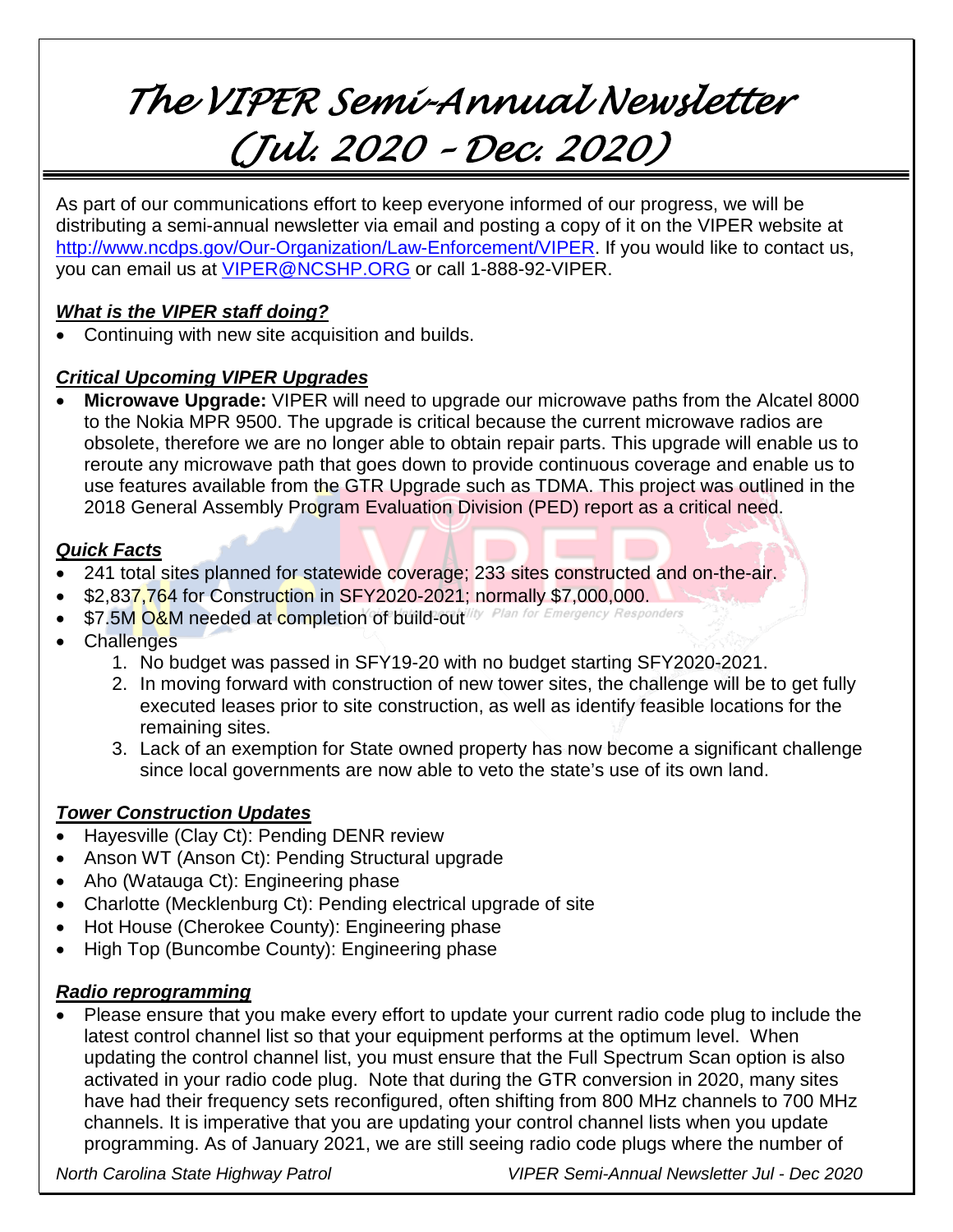# The VIPER Semi-Annual Newsletter (Jul. 2020 – Dec. 2020)

As part of our communications effort to keep everyone informed of our progress, we will be distributing a semi-annual newsletter via email and posting a copy of it on the VIPER website at http://www.ncdps.gov/Our-Organization/Law-Enforcement/VIPER. If you would like to contact us, you can email us at VIPER@NCSHP.ORG or call 1-888-92-VIPER.

### *What is the VIPER staff doing?*

- Continuing with new site acquisition and builds.

### *Critical Upcoming VIPER Upgrades*

- **Microwave Upgrade:** VIPER will need to upgrade our microwave paths from the Alcatel 8000 to the Nokia MPR 9500. The upgrade is critical because the current microwave radios are obsolete, therefore we are no longer able to obtain repair parts. This upgrade will enable us to reroute any microwave path that goes down to provide continuous coverage and enable us to use features available from the GTR Upgrade such as TDMA. This project was outlined in the 2018 General Assembly Program Evaluation Division (PED) report as a critical need.

### *Quick Facts*

- 241 total sites planned for statewide coverage; 233 sites constructed and on-the-air.
- $2,837,764 for Construction in SFY2020-2021; normally $7,000,000.
- $7.5M O&M needed at completion of build-out
- Challenges
  1. No budget was passed in SFY19-20 with no budget starting SFY2020-2021.
  2. In moving forward with construction of new tower sites, the challenge will be to get fully executed leases prior to site construction, as well as identify feasible locations for the remaining sites.
  3. Lack of an exemption for State owned property has now become a significant challenge since local governments are now able to veto the state's use of its own land.

### *Tower Construction Updates*

- Hayesville (Clay Ct): Pending DENR review
- Anson WT (Anson Ct): Pending Structural upgrade
- Aho (Watauga Ct): Engineering phase
- Charlotte (Mecklenburg Ct): Pending electrical upgrade of site
- Hot House (Cherokee County): Engineering phase
- High Top (Buncombe County): Engineering phase

### *Radio reprogramming*

- Please ensure that you make every effort to update your current radio code plug to include the latest control channel list so that your equipment performs at the optimum level. When updating the control channel list, you must ensure that the Full Spectrum Scan option is also activated in your radio code plug. Note that during the GTR conversion in 2020, many sites have had their frequency sets reconfigured, often shifting from 800 MHz channels to 700 MHz channels. It is imperative that you are updating your control channel lists when you update programming. As of January 2021, we are still seeing radio code plugs where the number of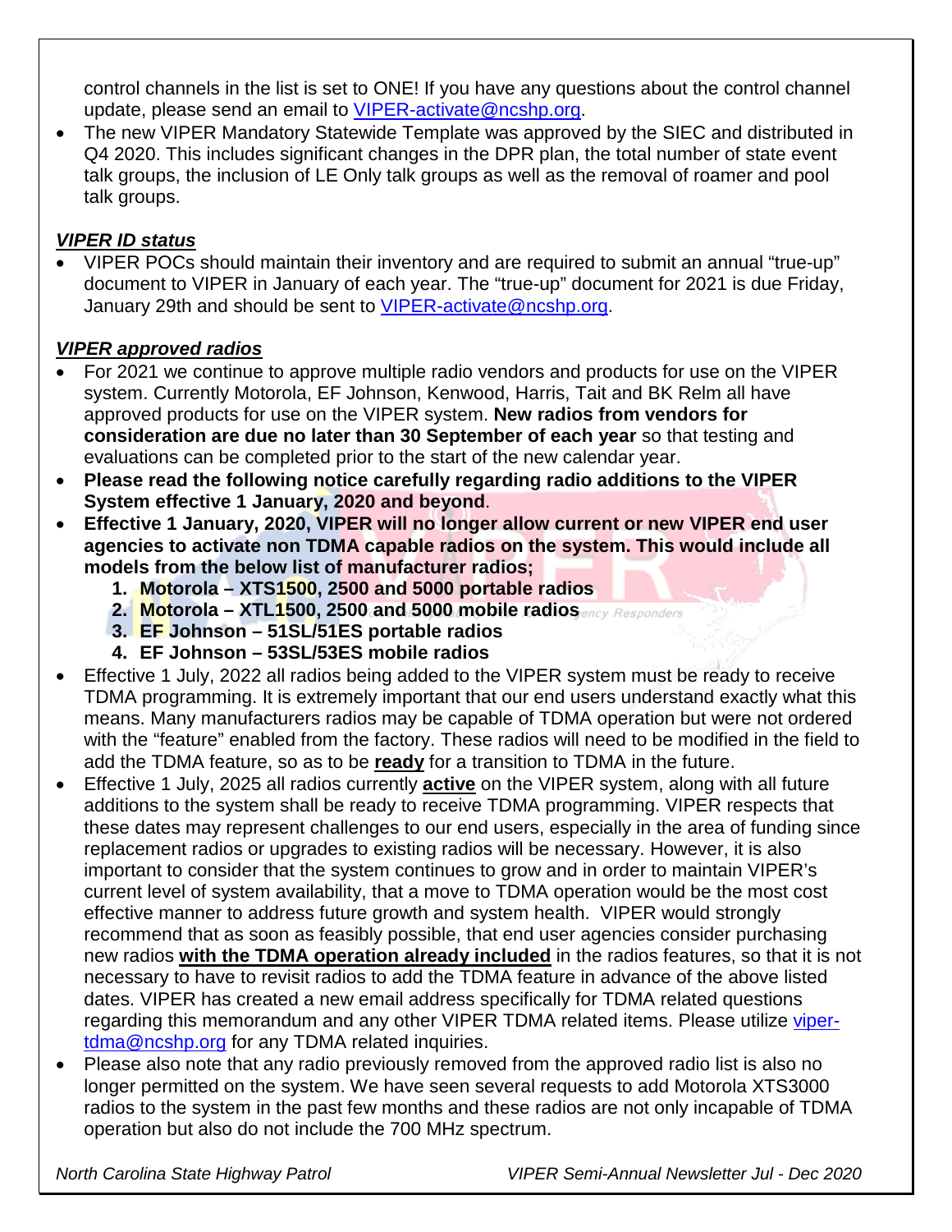control channels in the list is set to ONE! If you have any questions about the control channel update, please send an email to VIPER-activate@ncshp.org.

- The new VIPER Mandatory Statewide Template was approved by the SIEC and distributed in Q4 2020. This includes significant changes in the DPR plan, the total number of state event talk groups, the inclusion of LE Only talk groups as well as the removal of roamer and pool talk groups.

### *VIPER ID status*

- VIPER POCs should maintain their inventory and are required to submit an annual "true-up" document to VIPER in January of each year. The "true-up" document for 2021 is due Friday, January 29th and should be sent to VIPER-activate@ncshp.org.

### *VIPER approved radios*

- For 2021 we continue to approve multiple radio vendors and products for use on the VIPER system. Currently Motorola, EF Johnson, Kenwood, Harris, Tait and BK Relm all have approved products for use on the VIPER system. **New radios from vendors for consideration are due no later than 30 September of each year** so that testing and evaluations can be completed prior to the start of the new calendar year.
- **Please read the following notice carefully regarding radio additions to the VIPER System effective 1 January, 2020 and beyond**.
- **Effective 1 January, 2020, VIPER will no longer allow current or new VIPER end user agencies to activate non TDMA capable radios on the system. This would include all models from the below list of manufacturer radios;**
    1. **Motorola – XTS1500, 2500 and 5000 portable radios**
    2. **Motorola – XTL1500, 2500 and 5000 mobile radios**
    3. **EF Johnson – 51SL/51ES portable radios**
    4. **EF Johnson – 53SL/53ES mobile radios**
- Effective 1 July, 2022 all radios being added to the VIPER system must be ready to receive TDMA programming. It is extremely important that our end users understand exactly what this means. Many manufacturers radios may be capable of TDMA operation but were not ordered with the "feature" enabled from the factory. These radios will need to be modified in the field to add the TDMA feature, so as to be **ready** for a transition to TDMA in the future.
- Effective 1 July, 2025 all radios currently **active** on the VIPER system, along with all future additions to the system shall be ready to receive TDMA programming. VIPER respects that these dates may represent challenges to our end users, especially in the area of funding since replacement radios or upgrades to existing radios will be necessary. However, it is also important to consider that the system continues to grow and in order to maintain VIPER's current level of system availability, that a move to TDMA operation would be the most cost effective manner to address future growth and system health. VIPER would strongly recommend that as soon as feasibly possible, that end user agencies consider purchasing new radios **with the TDMA operation already included** in the radios features, so that it is not necessary to have to revisit radios to add the TDMA feature in advance of the above listed dates. VIPER has created a new email address specifically for TDMA related questions regarding this memorandum and any other VIPER TDMA related items. Please utilize viper-tdma@ncshp.org for any TDMA related inquiries.
- Please also note that any radio previously removed from the approved radio list is also no longer permitted on the system. We have seen several requests to add Motorola XTS3000 radios to the system in the past few months and these radios are not only incapable of TDMA operation but also do not include the 700 MHz spectrum.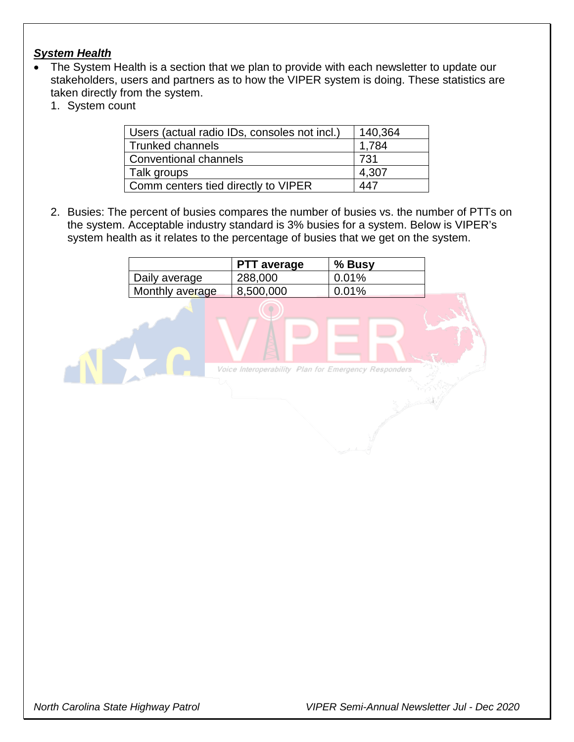***System Health***

- The System Health is a section that we plan to provide with each newsletter to update our stakeholders, users and partners as to how the VIPER system is doing. These statistics are taken directly from the system.

1. System count

| | |
|---|---|
| Users (actual radio IDs, consoles not incl.) | 140,364 |
| Trunked channels | 1,784 |
| Conventional channels | 731 |
| Talk groups | 4,307 |
| Comm centers tied directly to VIPER | 447 |

2. Busies: The percent of busies compares the number of busies vs. the number of PTTs on the system. Acceptable industry standard is 3% busies for a system. Below is VIPER's system health as it relates to the percentage of busies that we get on the system.

| | **PTT average** | **% Busy** |
|---|---|---|
| Daily average | 288,000 | 0.01% |
| Monthly average | 8,500,000 | 0.01% |